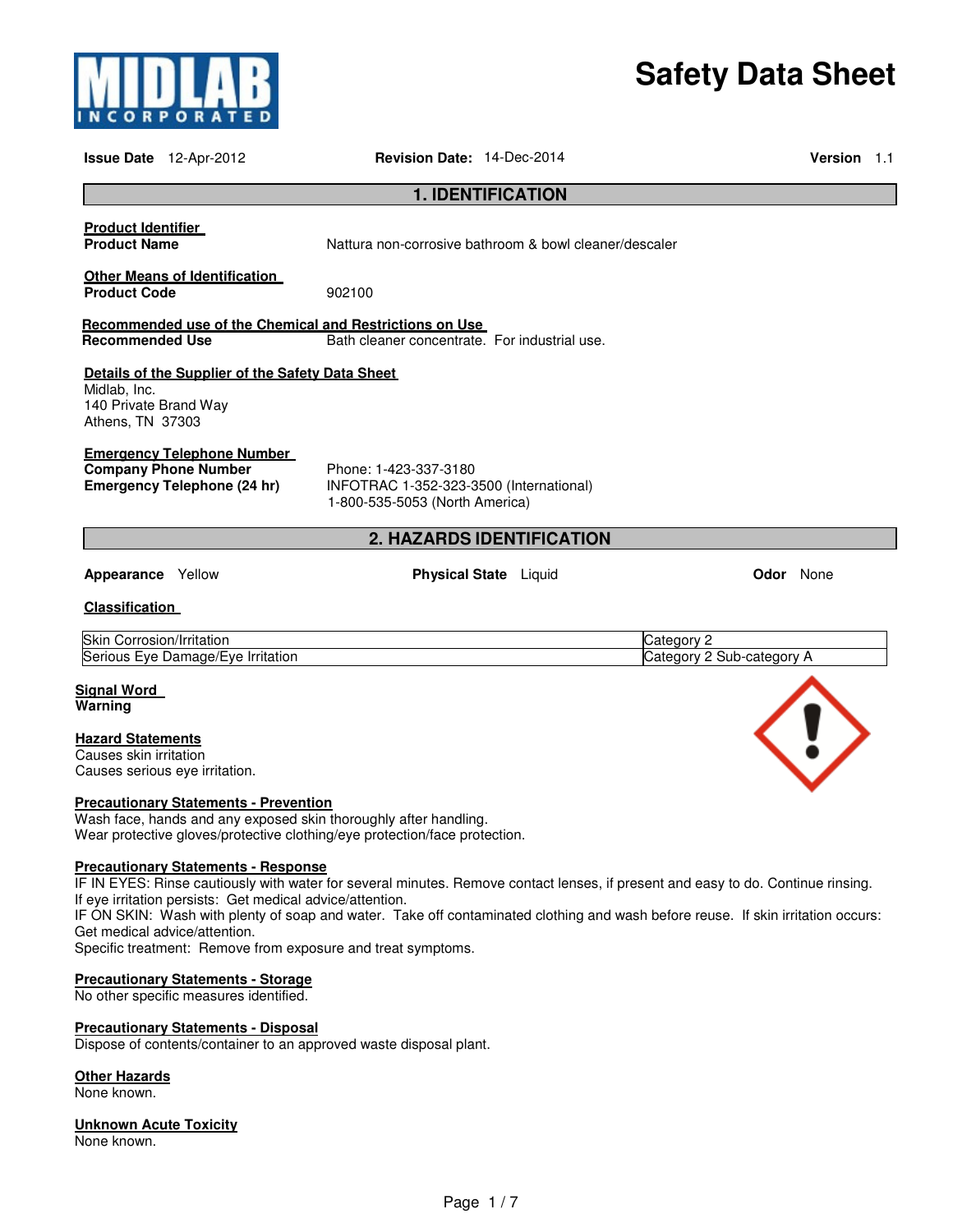MIDLAB INCORPORATED

# Safety Data Sheet

**Issue Date** 12-Apr-2012 **Revision Date:** 14-Dec-2014 **Version** 1.1

## 1. IDENTIFICATION

**Product Identifier**

**Product Name** Nattura non-corrosive bathroom & bowl cleaner/descaler

**Other Means of Identification**

**Product Code** 902100

**Recommended use of the Chemical and Restrictions on Use**

**Recommended Use** Bath cleaner concentrate. For industrial use.

**Details of the Supplier of the Safety Data Sheet**

Midlab, Inc.
140 Private Brand Way
Athens, TN 37303

**Emergency Telephone Number**

**Company Phone Number** Phone: 1-423-337-3180

**Emergency Telephone (24 hr)** INFOTRAC 1-352-323-3500 (International)
1-800-535-5053 (North America)

## 2. HAZARDS IDENTIFICATION

**Appearance** Yellow **Physical State** Liquid **Odor** None

**Classification**

| | |
|---|---|
| Skin Corrosion/Irritation | Category 2 |
| Serious Eye Damage/Eye Irritation | Category 2 Sub-category A |

**Signal Word**
**Warning**

**Hazard Statements**
Causes skin irritation
Causes serious eye irritation.

**Precautionary Statements - Prevention**
Wash face, hands and any exposed skin thoroughly after handling.
Wear protective gloves/protective clothing/eye protection/face protection.

**Precautionary Statements - Response**
IF IN EYES: Rinse cautiously with water for several minutes. Remove contact lenses, if present and easy to do. Continue rinsing.
If eye irritation persists: Get medical advice/attention.
IF ON SKIN: Wash with plenty of soap and water. Take off contaminated clothing and wash before reuse. If skin irritation occurs: Get medical advice/attention.
Specific treatment: Remove from exposure and treat symptoms.

**Precautionary Statements - Storage**
No other specific measures identified.

**Precautionary Statements - Disposal**
Dispose of contents/container to an approved waste disposal plant.

**Other Hazards**
None known.

**Unknown Acute Toxicity**
None known.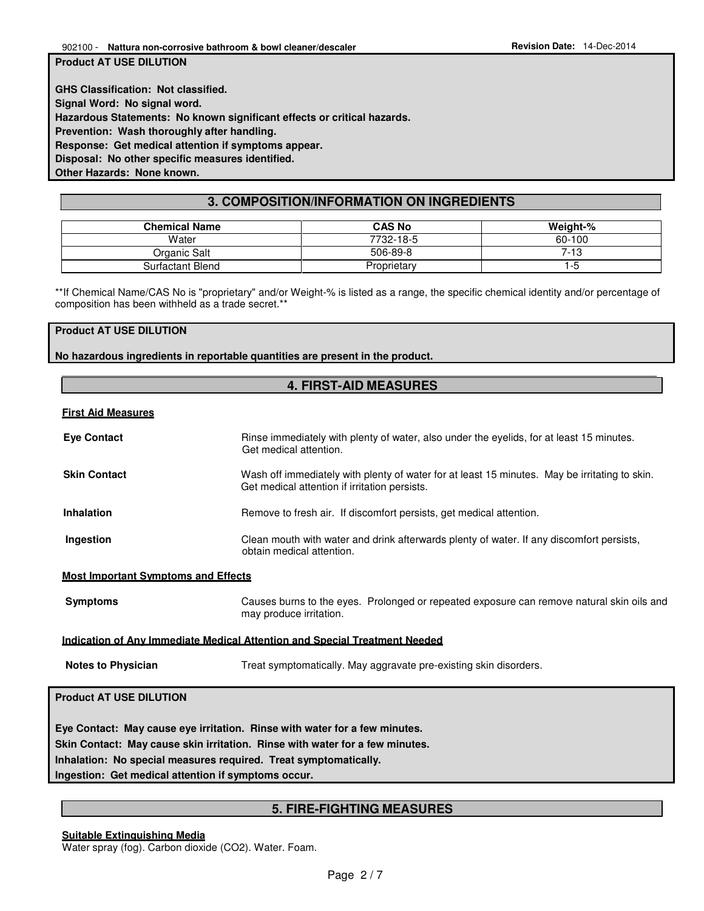**Product AT USE DILUTION**

**GHS Classification: Not classified.**
**Signal Word: No signal word.**
**Hazardous Statements: No known significant effects or critical hazards.**
**Prevention: Wash thoroughly after handling.**
**Response: Get medical attention if symptoms appear.**
**Disposal: No other specific measures identified.**
**Other Hazards: None known.**

## 3. COMPOSITION/INFORMATION ON INGREDIENTS

| Chemical Name | CAS No | Weight-% |
|---|---|---|
| Water | 7732-18-5 | 60-100 |
| Organic Salt | 506-89-8 | 7-13 |
| Surfactant Blend | Proprietary | 1-5 |

**If Chemical Name/CAS No is "proprietary" and/or Weight-% is listed as a range, the specific chemical identity and/or percentage of composition has been withheld as a trade secret.**

**Product AT USE DILUTION**

**No hazardous ingredients in reportable quantities are present in the product.**

## 4. FIRST-AID MEASURES

**First Aid Measures**

**Eye Contact** Rinse immediately with plenty of water, also under the eyelids, for at least 15 minutes. Get medical attention.

**Skin Contact** Wash off immediately with plenty of water for at least 15 minutes. May be irritating to skin. Get medical attention if irritation persists.

**Inhalation** Remove to fresh air. If discomfort persists, get medical attention.

**Ingestion** Clean mouth with water and drink afterwards plenty of water. If any discomfort persists, obtain medical attention.

**Most Important Symptoms and Effects**

**Symptoms** Causes burns to the eyes. Prolonged or repeated exposure can remove natural skin oils and may produce irritation.

**Indication of Any Immediate Medical Attention and Special Treatment Needed**

**Notes to Physician** Treat symptomatically. May aggravate pre-existing skin disorders.

**Product AT USE DILUTION**

**Eye Contact: May cause eye irritation. Rinse with water for a few minutes.**
**Skin Contact: May cause skin irritation. Rinse with water for a few minutes.**
**Inhalation: No special measures required. Treat symptomatically.**
**Ingestion: Get medical attention if symptoms occur.**

## 5. FIRE-FIGHTING MEASURES

**Suitable Extinguishing Media**
Water spray (fog). Carbon dioxide ($CO_2$). Water. Foam.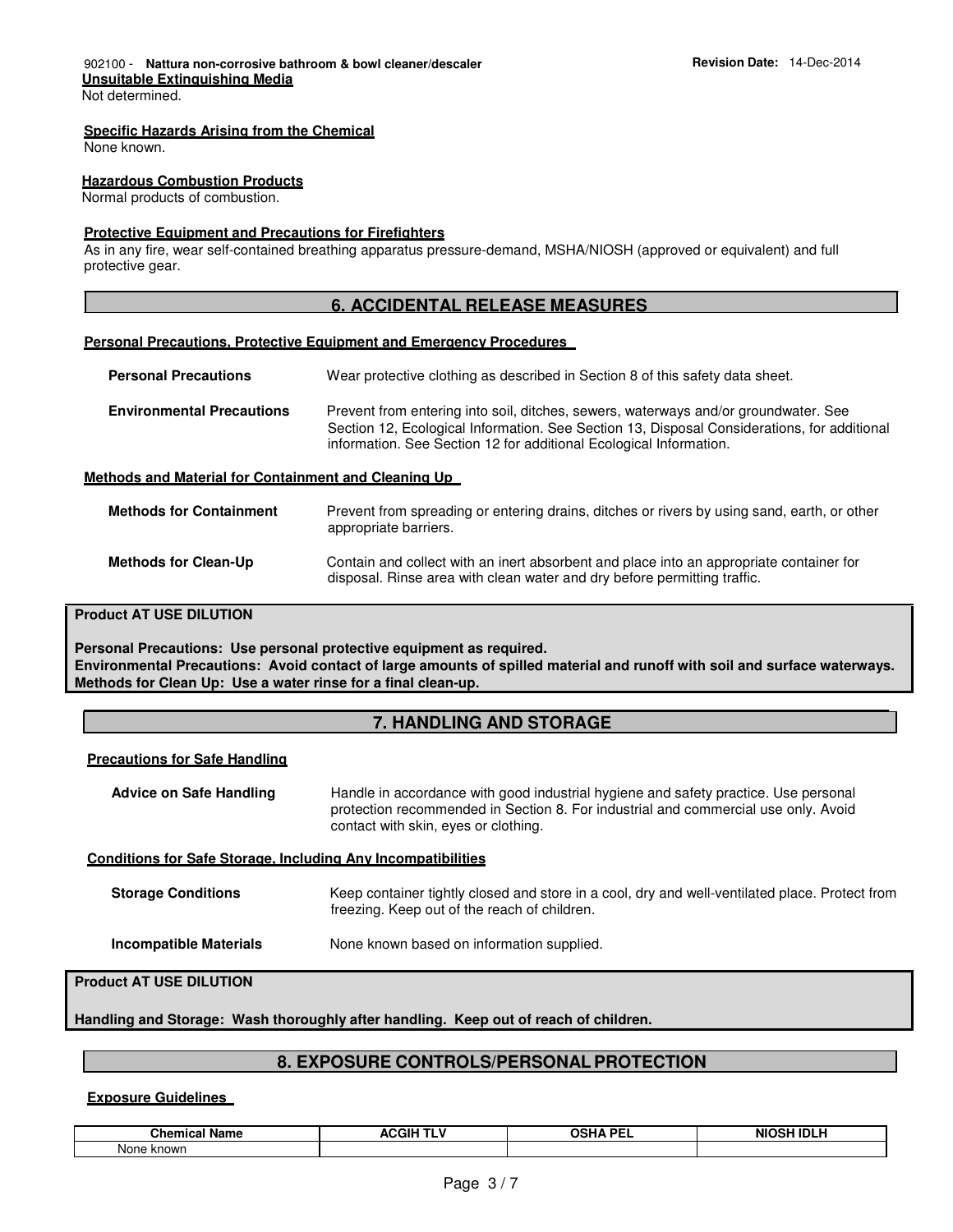#### Unsuitable Extinguishing Media
Not determined.

#### Specific Hazards Arising from the Chemical
None known.

#### Hazardous Combustion Products
Normal products of combustion.

#### Protective Equipment and Precautions for Firefighters
As in any fire, wear self-contained breathing apparatus pressure-demand, MSHA/NIOSH (approved or equivalent) and full protective gear.

## 6. ACCIDENTAL RELEASE MEASURES

#### Personal Precautions, Protective Equipment and Emergency Procedures

**Personal Precautions** Wear protective clothing as described in Section 8 of this safety data sheet.

**Environmental Precautions** Prevent from entering into soil, ditches, sewers, waterways and/or groundwater. See Section 12, Ecological Information. See Section 13, Disposal Considerations, for additional information. See Section 12 for additional Ecological Information.

#### Methods and Material for Containment and Cleaning Up

**Methods for Containment** Prevent from spreading or entering drains, ditches or rivers by using sand, earth, or other appropriate barriers.

**Methods for Clean-Up** Contain and collect with an inert absorbent and place into an appropriate container for disposal. Rinse area with clean water and dry before permitting traffic.

**Product AT USE DILUTION**

**Personal Precautions: Use personal protective equipment as required.**
**Environmental Precautions: Avoid contact of large amounts of spilled material and runoff with soil and surface waterways.**
**Methods for Clean Up: Use a water rinse for a final clean-up.**

## 7. HANDLING AND STORAGE

#### Precautions for Safe Handling

**Advice on Safe Handling** Handle in accordance with good industrial hygiene and safety practice. Use personal protection recommended in Section 8. For industrial and commercial use only. Avoid contact with skin, eyes or clothing.

#### Conditions for Safe Storage, Including Any Incompatibilities

**Storage Conditions** Keep container tightly closed and store in a cool, dry and well-ventilated place. Protect from freezing. Keep out of the reach of children.

**Incompatible Materials** None known based on information supplied.

**Product AT USE DILUTION**

**Handling and Storage: Wash thoroughly after handling. Keep out of reach of children.**

## 8. EXPOSURE CONTROLS/PERSONAL PROTECTION

#### Exposure Guidelines

| Chemical Name | ACGIH TLV | OSHA PEL | NIOSH IDLH |
|---|---|---|---|
| None known | | | |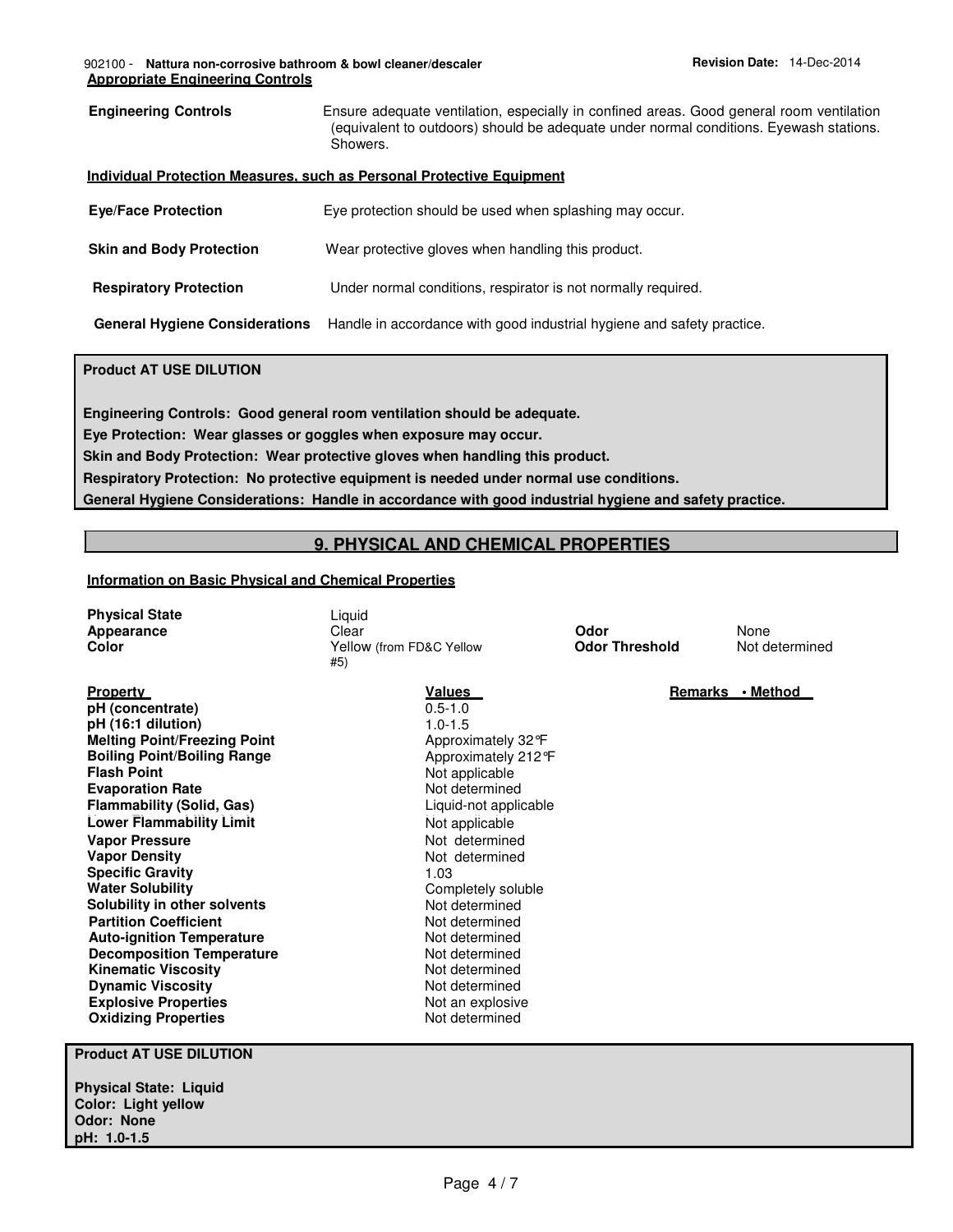**Appropriate Engineering Controls**

| | |
|---|---|
| **Engineering Controls** | Ensure adequate ventilation, especially in confined areas. Good general room ventilation (equivalent to outdoors) should be adequate under normal conditions. Eyewash stations. Showers. |

**Individual Protection Measures, such as Personal Protective Equipment**

| | |
|---|---|
| **Eye/Face Protection** | Eye protection should be used when splashing may occur. |
| **Skin and Body Protection** | Wear protective gloves when handling this product. |
| **Respiratory Protection** | Under normal conditions, respirator is not normally required. |
| **General Hygiene Considerations** | Handle in accordance with good industrial hygiene and safety practice. |

**Product AT USE DILUTION**

**Engineering Controls: Good general room ventilation should be adequate.**
**Eye Protection: Wear glasses or goggles when exposure may occur.**
**Skin and Body Protection: Wear protective gloves when handling this product.**
**Respiratory Protection: No protective equipment is needed under normal use conditions.**
**General Hygiene Considerations: Handle in accordance with good industrial hygiene and safety practice.**

## 9. PHYSICAL AND CHEMICAL PROPERTIES

**Information on Basic Physical and Chemical Properties**

| | | | |
|---|---|---|---|
| **Physical State** | Liquid | | |
| **Appearance** | Clear | **Odor** | None |
| **Color** | Yellow (from FD&C Yellow #5) | **Odor Threshold** | Not determined |

| **Property** | **Values** | **Remarks • Method** |
|---|---|---|
| **pH (concentrate)** | 0.5-1.0 | |
| **pH (16:1 dilution)** | 1.0-1.5 | |
| **Melting Point/Freezing Point** | Approximately 32°F | |
| **Boiling Point/Boiling Range** | Approximately 212°F | |
| **Flash Point** | Not applicable | |
| **Evaporation Rate** | Not determined | |
| **Flammability (Solid, Gas)** | Liquid-not applicable | |
| **Lower Flammability Limit** | Not applicable | |
| **Vapor Pressure** | Not determined | |
| **Vapor Density** | Not determined | |
| **Specific Gravity** | 1.03 | |
| **Water Solubility** | Completely soluble | |
| **Solubility in other solvents** | Not determined | |
| **Partition Coefficient** | Not determined | |
| **Auto-ignition Temperature** | Not determined | |
| **Decomposition Temperature** | Not determined | |
| **Kinematic Viscosity** | Not determined | |
| **Dynamic Viscosity** | Not determined | |
| **Explosive Properties** | Not an explosive | |
| **Oxidizing Properties** | Not determined | |

**Product AT USE DILUTION**

**Physical State: Liquid**
**Color: Light yellow**
**Odor: None**
**pH: 1.0-1.5**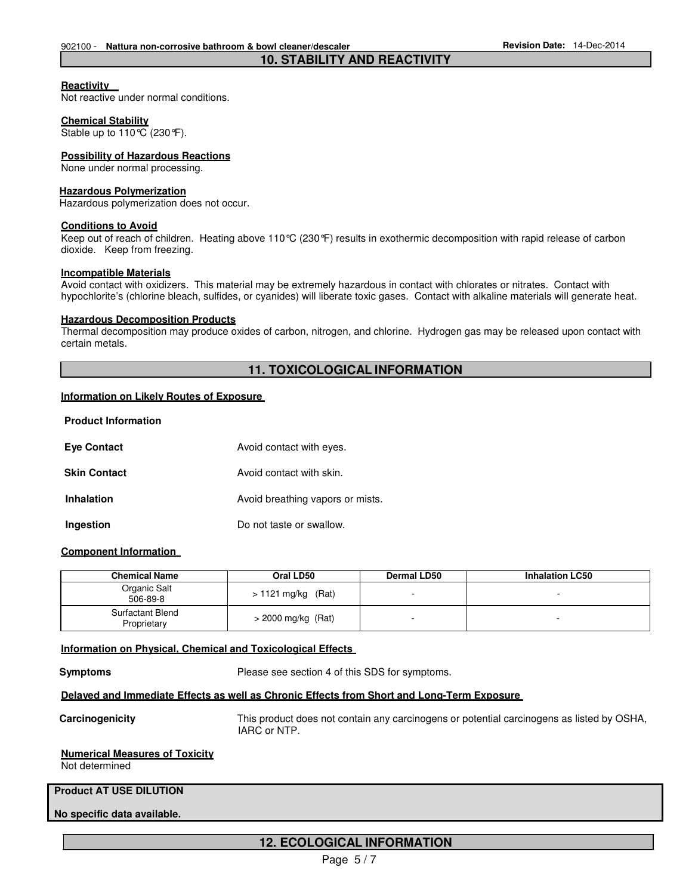## 10. STABILITY AND REACTIVITY

**Reactivity**

Not reactive under normal conditions.

**Chemical Stability**

Stable up to 110°C (230°F).

**Possibility of Hazardous Reactions**

None under normal processing.

**Hazardous Polymerization**

Hazardous polymerization does not occur.

**Conditions to Avoid**

Keep out of reach of children. Heating above 110°C (230°F) results in exothermic decomposition with rapid release of carbon dioxide. Keep from freezing.

**Incompatible Materials**

Avoid contact with oxidizers. This material may be extremely hazardous in contact with chlorates or nitrates. Contact with hypochlorite's (chlorine bleach, sulfides, or cyanides) will liberate toxic gases. Contact with alkaline materials will generate heat.

**Hazardous Decomposition Products**

Thermal decomposition may produce oxides of carbon, nitrogen, and chlorine. Hydrogen gas may be released upon contact with certain metals.

## 11. TOXICOLOGICAL INFORMATION

**Information on Likely Routes of Exposure**

**Product Information**

**Eye Contact** Avoid contact with eyes.

**Skin Contact** Avoid contact with skin.

**Inhalation** Avoid breathing vapors or mists.

**Ingestion** Do not taste or swallow.

**Component Information**

| Chemical Name | Oral LD50 | Dermal LD50 | Inhalation LC50 |
|---|---|---|---|
| Organic Salt 506-89-8 | > 1121 mg/kg (Rat) | - | - |
| Surfactant Blend Proprietary | > 2000 mg/kg (Rat) | - | - |

**Information on Physical, Chemical and Toxicological Effects**

**Symptoms** Please see section 4 of this SDS for symptoms.

**Delayed and Immediate Effects as well as Chronic Effects from Short and Long-Term Exposure**

**Carcinogenicity** This product does not contain any carcinogens or potential carcinogens as listed by OSHA, IARC or NTP.

**Numerical Measures of Toxicity**

Not determined

**Product AT USE DILUTION**

**No specific data available.**

## 12. ECOLOGICAL INFORMATION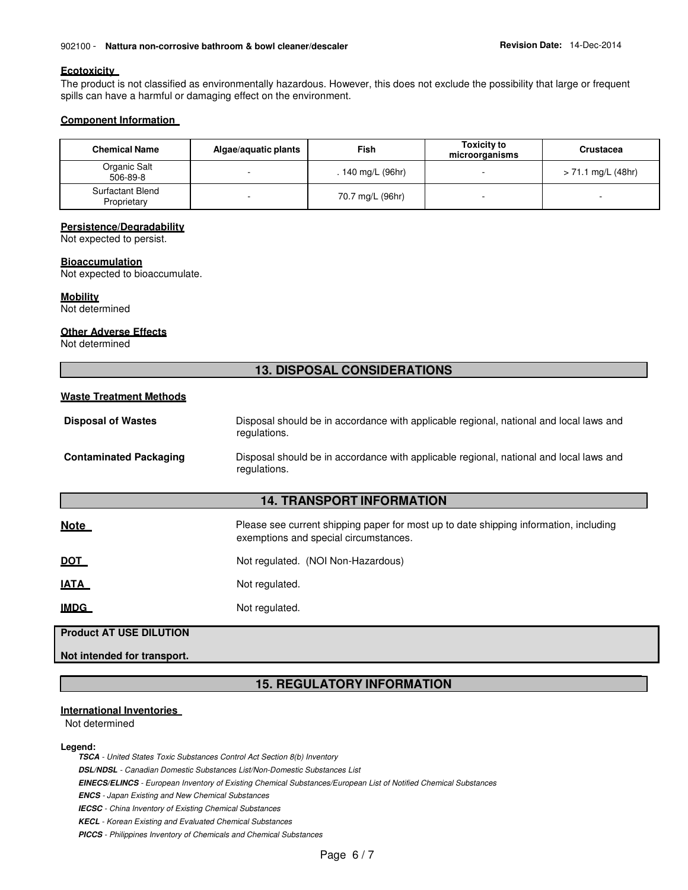#### Ecotoxicity

The product is not classified as environmentally hazardous. However, this does not exclude the possibility that large or frequent spills can have a harmful or damaging effect on the environment.

#### Component Information

| Chemical Name | Algae/aquatic plants | Fish | Toxicity to microorganisms | Crustacea |
|---|---|---|---|---|
| Organic Salt 506-89-8 | - | . 140 mg/L (96hr) | - | > 71.1 mg/L (48hr) |
| Surfactant Blend Proprietary | - | 70.7 mg/L (96hr) | - | - |

#### Persistence/Degradability

Not expected to persist.

#### Bioaccumulation

Not expected to bioaccumulate.

#### Mobility

Not determined

#### Other Adverse Effects

Not determined

## 13. DISPOSAL CONSIDERATIONS

#### Waste Treatment Methods

**Disposal of Wastes** — Disposal should be in accordance with applicable regional, national and local laws and regulations.

**Contaminated Packaging** — Disposal should be in accordance with applicable regional, national and local laws and regulations.

## 14. TRANSPORT INFORMATION

**Note** — Please see current shipping paper for most up to date shipping information, including exemptions and special circumstances.

**DOT** — Not regulated. (NOI Non-Hazardous)

**IATA** — Not regulated.

**IMDG** — Not regulated.

**Product AT USE DILUTION**

**Not intended for transport.**

## 15. REGULATORY INFORMATION

#### International Inventories

Not determined

**Legend:**

***TSCA*** *- United States Toxic Substances Control Act Section 8(b) Inventory*

***DSL/NDSL*** *- Canadian Domestic Substances List/Non-Domestic Substances List*

***EINECS/ELINCS*** *- European Inventory of Existing Chemical Substances/European List of Notified Chemical Substances*

***ENCS*** *- Japan Existing and New Chemical Substances*

***IECSC*** *- China Inventory of Existing Chemical Substances*

***KECL*** *- Korean Existing and Evaluated Chemical Substances*

***PICCS*** *- Philippines Inventory of Chemicals and Chemical Substances*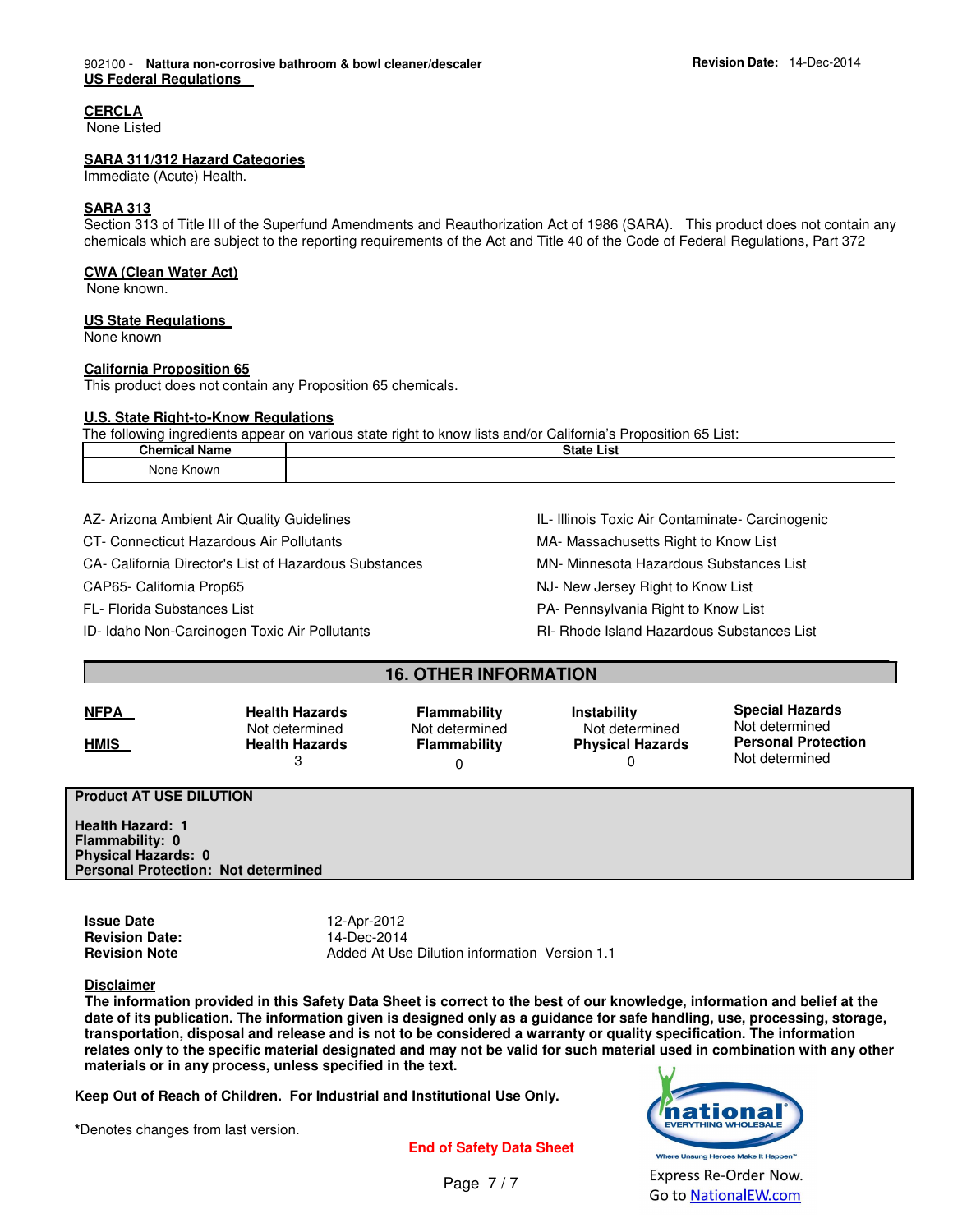## US Federal Regulations

### CERCLA

None Listed

### SARA 311/312 Hazard Categories

Immediate (Acute) Health.

### SARA 313

Section 313 of Title III of the Superfund Amendments and Reauthorization Act of 1986 (SARA). This product does not contain any chemicals which are subject to the reporting requirements of the Act and Title 40 of the Code of Federal Regulations, Part 372

### CWA (Clean Water Act)

None known.

## US State Regulations

None known

### California Proposition 65

This product does not contain any Proposition 65 chemicals.

### U.S. State Right-to-Know Regulations

The following ingredients appear on various state right to know lists and/or California's Proposition 65 List:

| Chemical Name | State List |
|---|---|
| None Known | |

AZ- Arizona Ambient Air Quality Guidelines
CT- Connecticut Hazardous Air Pollutants
CA- California Director's List of Hazardous Substances
CAP65- California Prop65
FL- Florida Substances List
ID- Idaho Non-Carcinogen Toxic Air Pollutants
IL- Illinois Toxic Air Contaminate- Carcinogenic
MA- Massachusetts Right to Know List
MN- Minnesota Hazardous Substances List
NJ- New Jersey Right to Know List
PA- Pennsylvania Right to Know List
RI- Rhode Island Hazardous Substances List

## 16. OTHER INFORMATION

| | | | | |
|---|---|---|---|---|
| **NFPA** | **Health Hazards** Not determined | **Flammability** Not determined | **Instability** Not determined | **Special Hazards** Not determined |
| **HMIS** | **Health Hazards** 3 | **Flammability** 0 | **Physical Hazards** 0 | **Personal Protection** Not determined |

**Product AT USE DILUTION**

**Health Hazard: 1**
**Flammability: 0**
**Physical Hazards: 0**
**Personal Protection: Not determined**

**Issue Date** 12-Apr-2012
**Revision Date:** 14-Dec-2014
**Revision Note** Added At Use Dilution information Version 1.1

### Disclaimer

**The information provided in this Safety Data Sheet is correct to the best of our knowledge, information and belief at the date of its publication. The information given is designed only as a guidance for safe handling, use, processing, storage, transportation, disposal and release and is not to be considered a warranty or quality specification. The information relates only to the specific material designated and may not be valid for such material used in combination with any other materials or in any process, unless specified in the text.**

**Keep Out of Reach of Children. For Industrial and Institutional Use Only.**

*Denotes changes from last version.

**End of Safety Data Sheet**

national EVERYTHING WHOLESALE
Where Unsung Heroes Make It Happen™
Express Re-Order Now.
Go to NationalEW.com